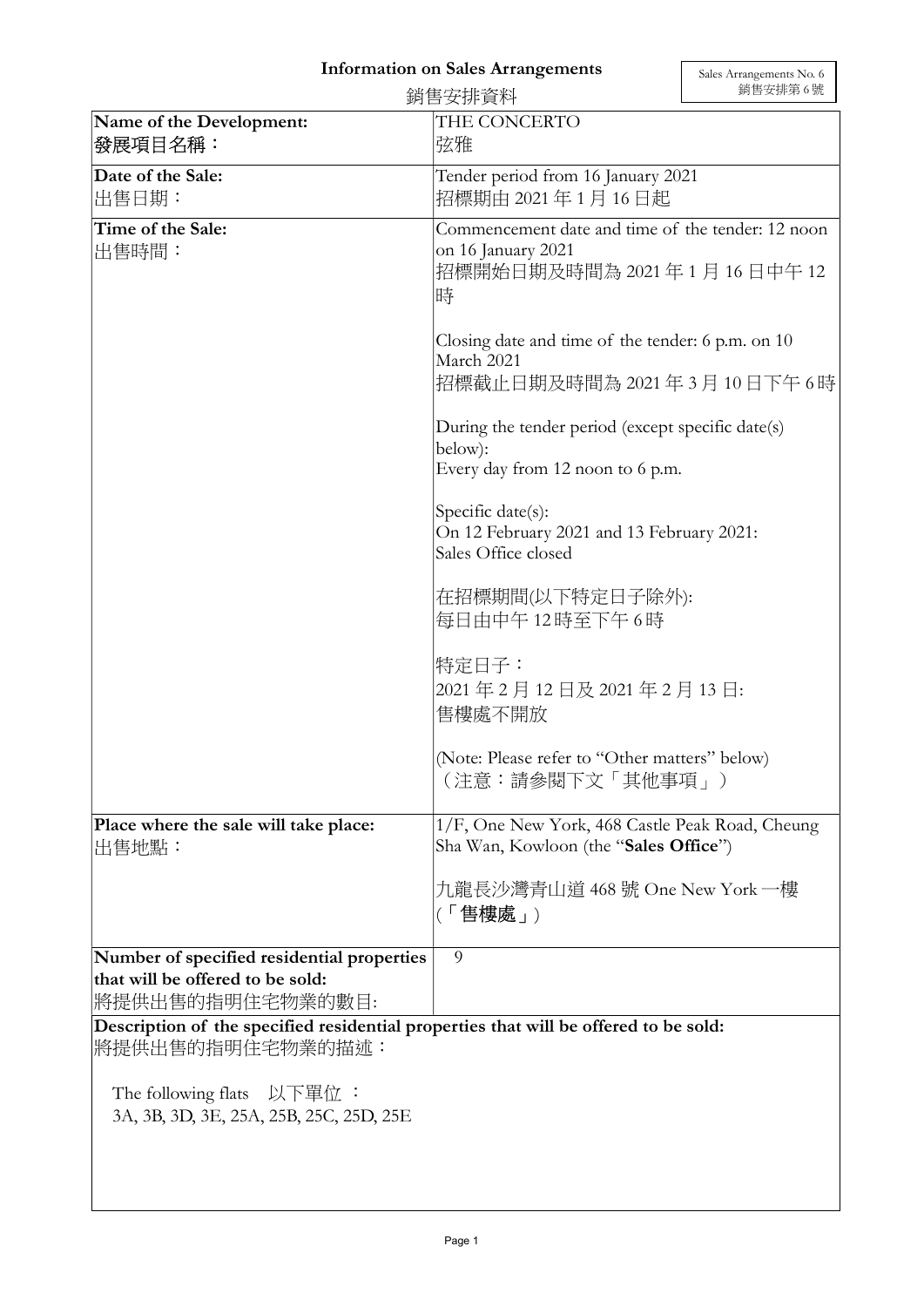# Information on Sales Arrangements

# 銷售安排資料

Sales Arrangements No. 6
銷售安排第 6 號

| Name of the Development:<br>發展項目名稱： | THE CONCERTO<br>弦雅 |
|---|---|
| Date of the Sale:<br>出售日期： | Tender period from 16 January 2021<br>招標期由 2021 年 1 月 16 日起 |
| Time of the Sale:<br>出售時間： | Commencement date and time of the tender: 12 noon on 16 January 2021<br>招標開始日期及時間為 2021 年 1 月 16 日中午 12 時<br><br>Closing date and time of the tender: 6 p.m. on 10 March 2021<br>招標截止日期及時間為 2021 年 3 月 10 日下午 6 時<br><br>During the tender period (except specific date(s) below):<br>Every day from 12 noon to 6 p.m.<br><br>Specific date(s):<br>On 12 February 2021 and 13 February 2021:<br>Sales Office closed<br><br>在招標期間(以下特定日子除外):<br>每日由中午 12 時至下午 6 時<br><br>特定日子：<br>2021 年 2 月 12 日及 2021 年 2 月 13 日:<br>售樓處不開放<br><br>(Note: Please refer to "Other matters" below)<br>（注意：請參閱下文「其他事項」） |
| Place where the sale will take place:<br>出售地點： | 1/F, One New York, 468 Castle Peak Road, Cheung Sha Wan, Kowloon (the "**Sales Office**")<br><br>九龍長沙灣青山道 468 號 One New York 一樓 (「**售樓處**」) |
| Number of specified residential properties that will be offered to be sold:<br>將提供出售的指明住宅物業的數目: | 9 |

**Description of the specified residential properties that will be offered to be sold:**
將提供出售的指明住宅物業的描述：

The following flats 以下單位 ：
3A, 3B, 3D, 3E, 25A, 25B, 25C, 25D, 25E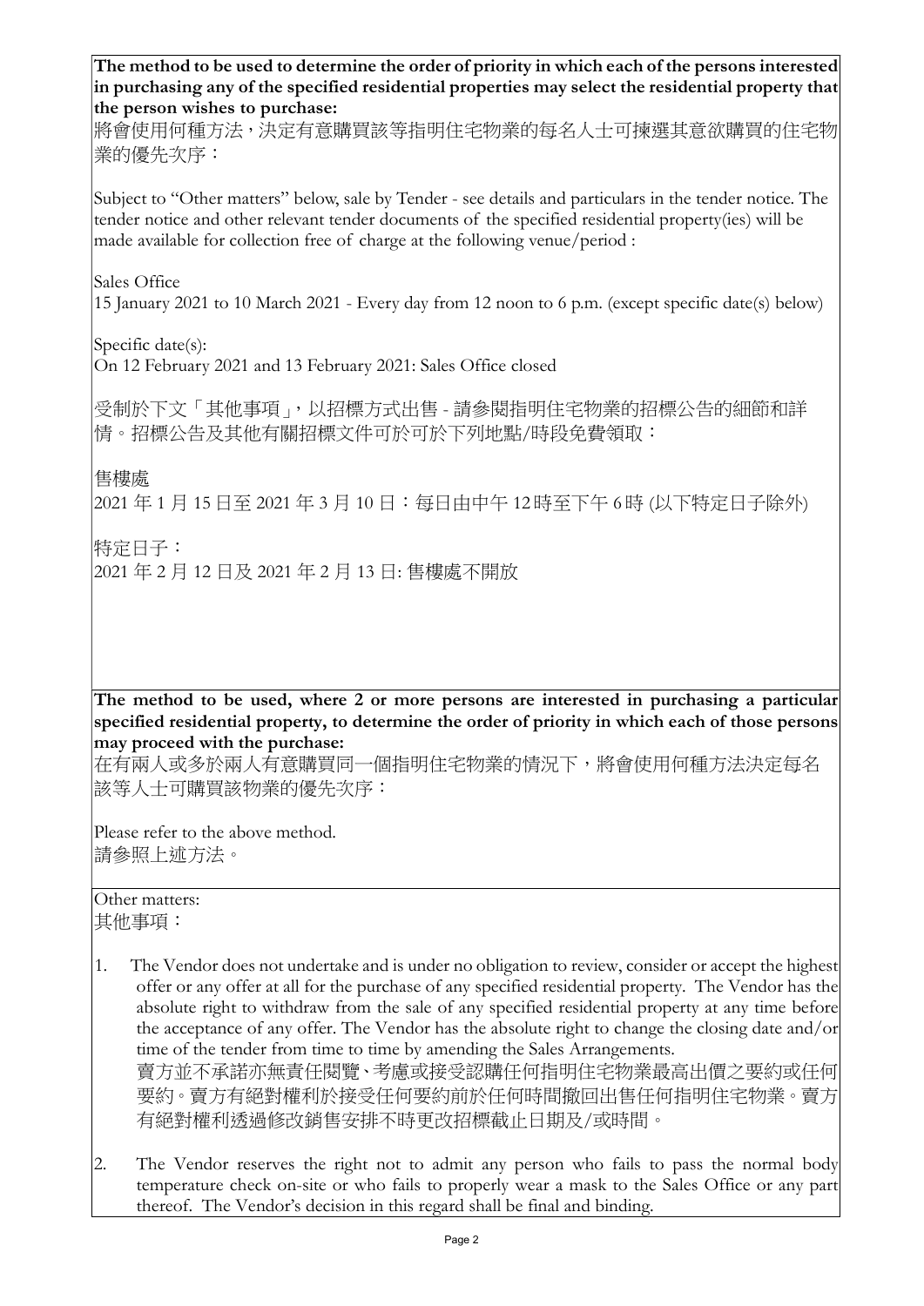**The method to be used to determine the order of priority in which each of the persons interested in purchasing any of the specified residential properties may select the residential property that the person wishes to purchase:**

將會使用何種方法，決定有意購買該等指明住宅物業的每名人士可揀選其意欲購買的住宅物業的優先次序：

Subject to "Other matters" below, sale by Tender - see details and particulars in the tender notice. The tender notice and other relevant tender documents of the specified residential property(ies) will be made available for collection free of charge at the following venue/period :

Sales Office

15 January 2021 to 10 March 2021 - Every day from 12 noon to 6 p.m. (except specific date(s) below)

Specific date(s):

On 12 February 2021 and 13 February 2021: Sales Office closed

受制於下文「其他事項」，以招標方式出售 - 請參閱指明住宅物業的招標公告的細節和詳情。招標公告及其他有關招標文件可於可於下列地點/時段免費領取：

售樓處

2021 年 1 月 15 日至 2021 年 3 月 10 日：每日由中午 12時至下午 6時 (以下特定日子除外)

特定日子：

2021 年 2 月 12 日及 2021 年 2 月 13 日: 售樓處不開放

**The method to be used, where 2 or more persons are interested in purchasing a particular specified residential property, to determine the order of priority in which each of those persons may proceed with the purchase:**

在有兩人或多於兩人有意購買同一個指明住宅物業的情況下，將會使用何種方法決定每名該等人士可購買該物業的優先次序：

Please refer to the above method.

請參照上述方法。

Other matters:

其他事項：

1. The Vendor does not undertake and is under no obligation to review, consider or accept the highest offer or any offer at all for the purchase of any specified residential property. The Vendor has the absolute right to withdraw from the sale of any specified residential property at any time before the acceptance of any offer. The Vendor has the absolute right to change the closing date and/or time of the tender from time to time by amending the Sales Arrangements.
   賣方並不承諾亦無責任閱覽、考慮或接受認購任何指明住宅物業最高出價之要約或任何要約。賣方有絕對權利於接受任何要約前於任何時間撤回出售任何指明住宅物業。賣方有絕對權利透過修改銷售安排不時更改招標截止日期及/或時間。

2. The Vendor reserves the right not to admit any person who fails to pass the normal body temperature check on-site or who fails to properly wear a mask to the Sales Office or any part thereof. The Vendor's decision in this regard shall be final and binding.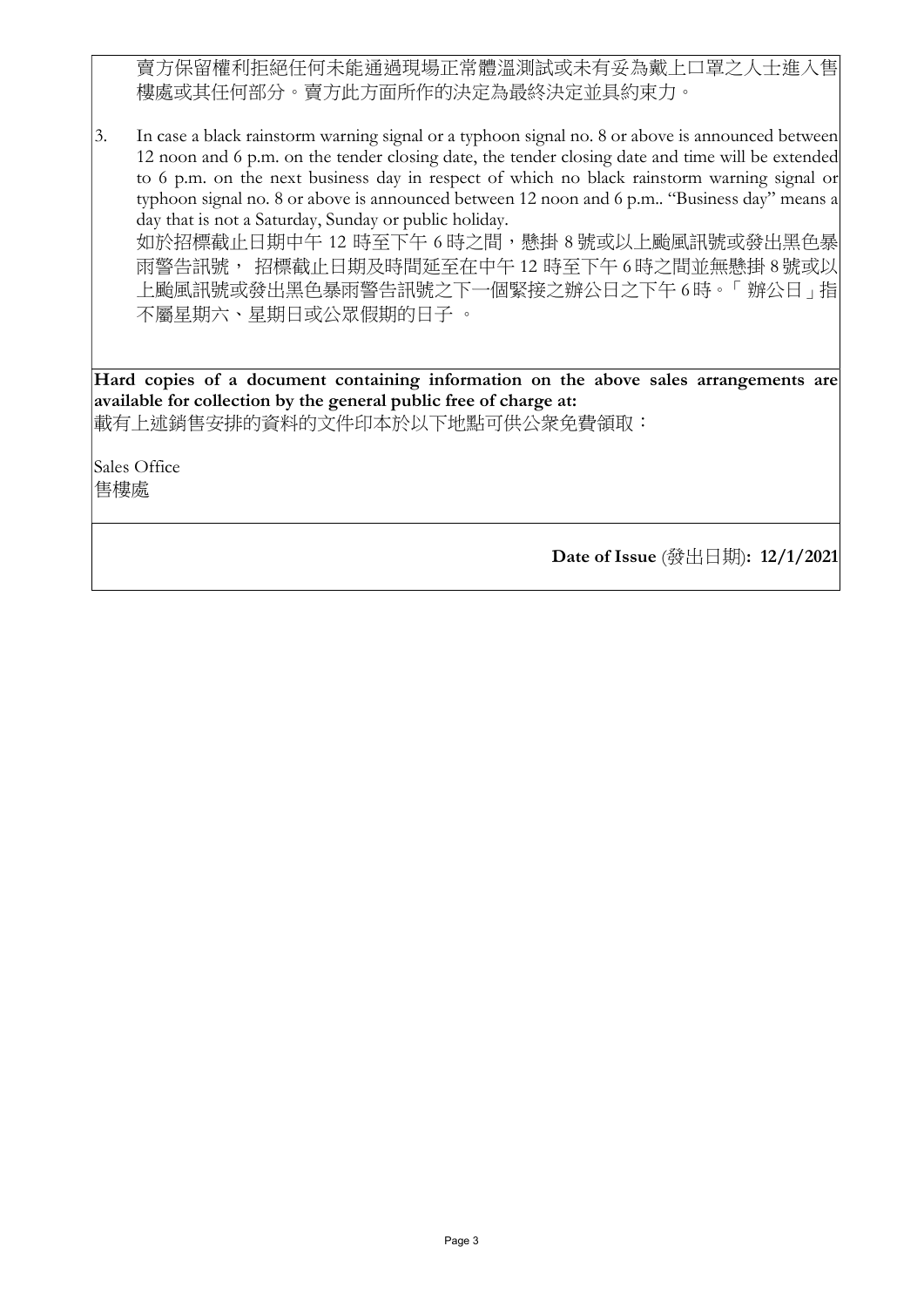賣方保留權利拒絕任何未能通過現場正常體溫測試或未有妥為戴上口罩之人士進入售樓處或其任何部分。賣方此方面所作的決定為最終決定並具約束力。

3. In case a black rainstorm warning signal or a typhoon signal no. 8 or above is announced between 12 noon and 6 p.m. on the tender closing date, the tender closing date and time will be extended to 6 p.m. on the next business day in respect of which no black rainstorm warning signal or typhoon signal no. 8 or above is announced between 12 noon and 6 p.m.. "Business day" means a day that is not a Saturday, Sunday or public holiday.

   如於招標截止日期中午 12 時至下午 6 時之間，懸掛 8 號或以上颱風訊號或發出黑色暴雨警告訊號， 招標截止日期及時間延至在中午 12 時至下午 6 時之間並無懸掛 8 號或以上颱風訊號或發出黑色暴雨警告訊號之下一個緊接之辦公日之下午 6 時。「 辦公日」指不屬星期六、星期日或公眾假期的日子 。

**Hard copies of a document containing information on the above sales arrangements are available for collection by the general public free of charge at:**

載有上述銷售安排的資料的文件印本於以下地點可供公眾免費領取：

Sales Office

售樓處

**Date of Issue** (發出日期)**: 12/1/2021**